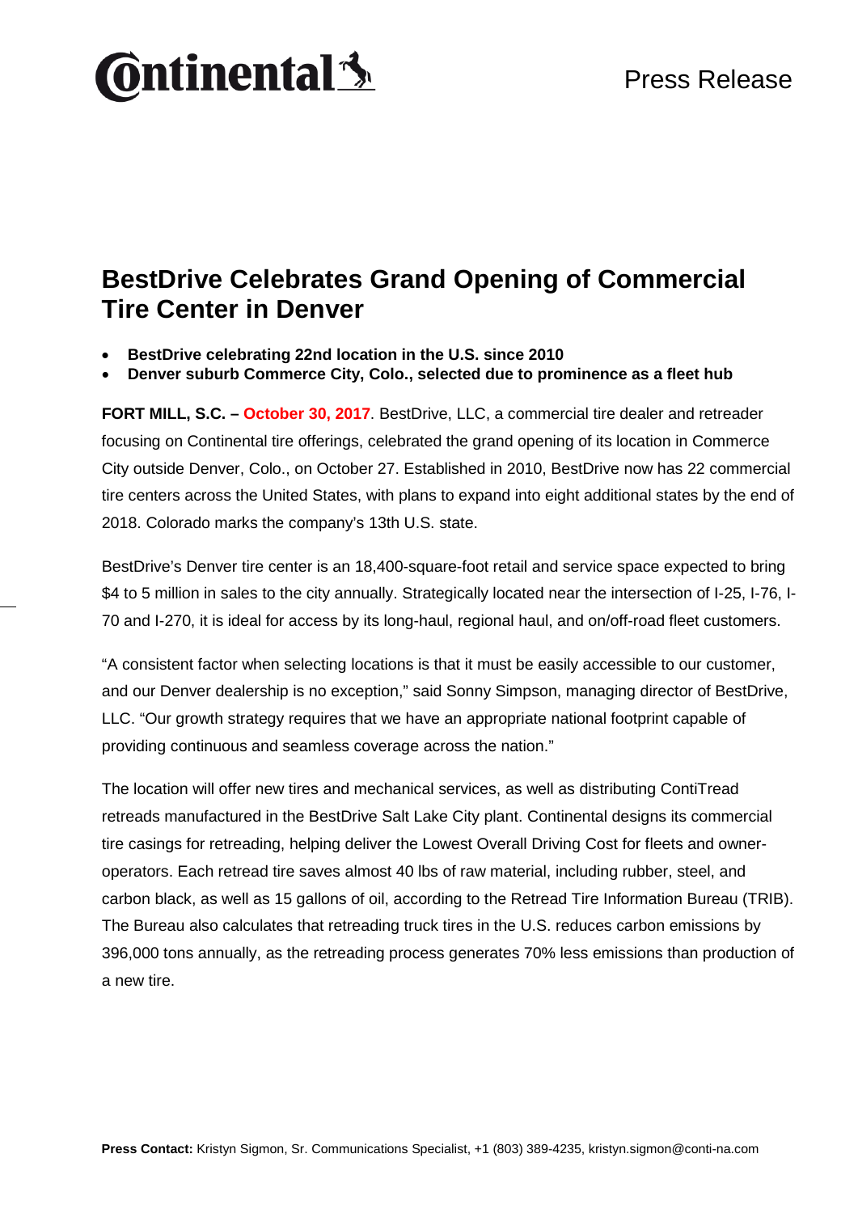Continental

Press Release

# BestDrive Celebrates Grand Opening of Commercial Tire Center in Denver

- **BestDrive celebrating 22nd location in the U.S. since 2010**
- **Denver suburb Commerce City, Colo., selected due to prominence as a fleet hub**

**FORT MILL, S.C. – October 30, 2017**. BestDrive, LLC, a commercial tire dealer and retreader focusing on Continental tire offerings, celebrated the grand opening of its location in Commerce City outside Denver, Colo., on October 27. Established in 2010, BestDrive now has 22 commercial tire centers across the United States, with plans to expand into eight additional states by the end of 2018. Colorado marks the company's 13th U.S. state.

BestDrive's Denver tire center is an 18,400-square-foot retail and service space expected to bring $4 to 5 million in sales to the city annually. Strategically located near the intersection of I-25, I-76, I-70 and I-270, it is ideal for access by its long-haul, regional haul, and on/off-road fleet customers.

"A consistent factor when selecting locations is that it must be easily accessible to our customer, and our Denver dealership is no exception," said Sonny Simpson, managing director of BestDrive, LLC. "Our growth strategy requires that we have an appropriate national footprint capable of providing continuous and seamless coverage across the nation."

The location will offer new tires and mechanical services, as well as distributing ContiTread retreads manufactured in the BestDrive Salt Lake City plant. Continental designs its commercial tire casings for retreading, helping deliver the Lowest Overall Driving Cost for fleets and owner-operators. Each retread tire saves almost 40 lbs of raw material, including rubber, steel, and carbon black, as well as 15 gallons of oil, according to the Retread Tire Information Bureau (TRIB). The Bureau also calculates that retreading truck tires in the U.S. reduces carbon emissions by 396,000 tons annually, as the retreading process generates 70% less emissions than production of a new tire.

**Press Contact:** Kristyn Sigmon, Sr. Communications Specialist, +1 (803) 389-4235, kristyn.sigmon@conti-na.com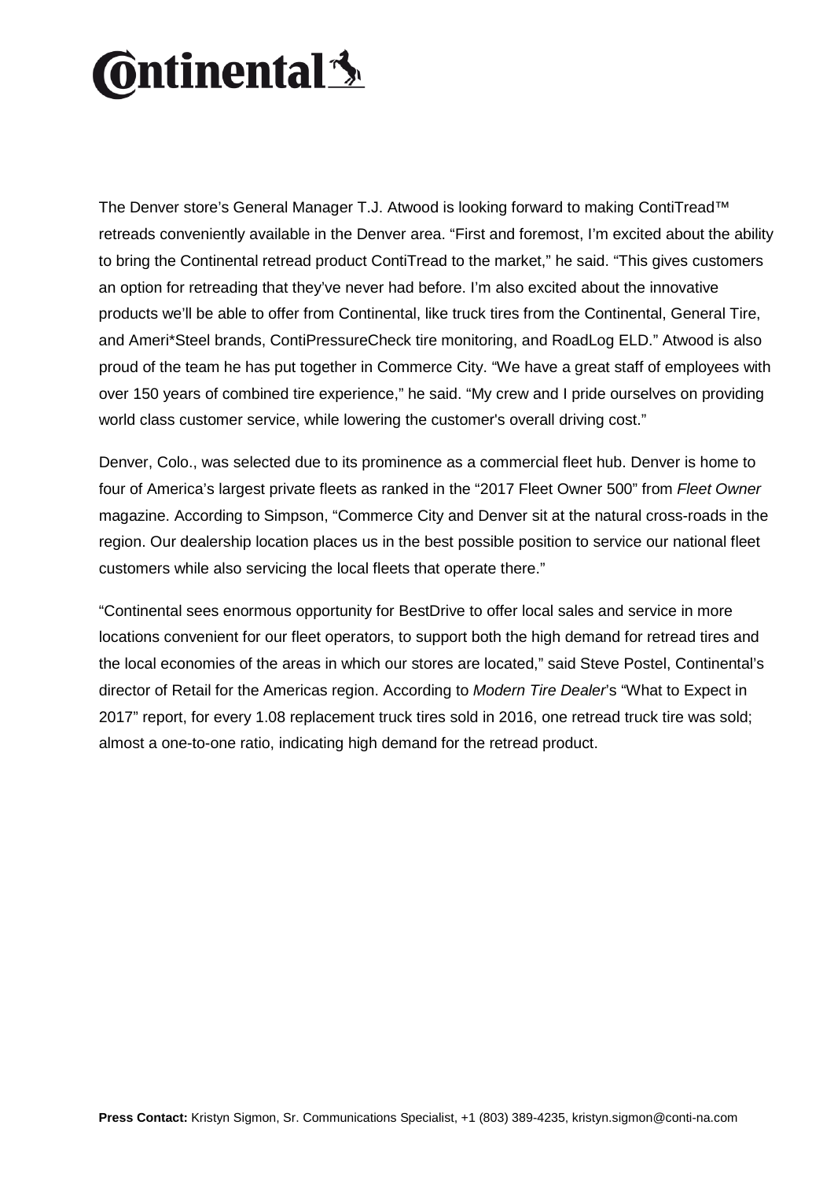The Denver store's General Manager T.J. Atwood is looking forward to making ContiTread™ retreads conveniently available in the Denver area. "First and foremost, I'm excited about the ability to bring the Continental retread product ContiTread to the market," he said. "This gives customers an option for retreading that they've never had before. I'm also excited about the innovative products we'll be able to offer from Continental, like truck tires from the Continental, General Tire, and Ameri*Steel brands, ContiPressureCheck tire monitoring, and RoadLog ELD." Atwood is also proud of the team he has put together in Commerce City. "We have a great staff of employees with over 150 years of combined tire experience," he said. "My crew and I pride ourselves on providing world class customer service, while lowering the customer's overall driving cost."

Denver, Colo., was selected due to its prominence as a commercial fleet hub. Denver is home to four of America's largest private fleets as ranked in the "2017 Fleet Owner 500" from *Fleet Owner* magazine. According to Simpson, "Commerce City and Denver sit at the natural cross-roads in the region. Our dealership location places us in the best possible position to service our national fleet customers while also servicing the local fleets that operate there."

"Continental sees enormous opportunity for BestDrive to offer local sales and service in more locations convenient for our fleet operators, to support both the high demand for retread tires and the local economies of the areas in which our stores are located," said Steve Postel, Continental's director of Retail for the Americas region. According to *Modern Tire Dealer*'s "What to Expect in 2017" report, for every 1.08 replacement truck tires sold in 2016, one retread truck tire was sold; almost a one-to-one ratio, indicating high demand for the retread product.

**Press Contact:** Kristyn Sigmon, Sr. Communications Specialist, +1 (803) 389-4235, kristyn.sigmon@conti-na.com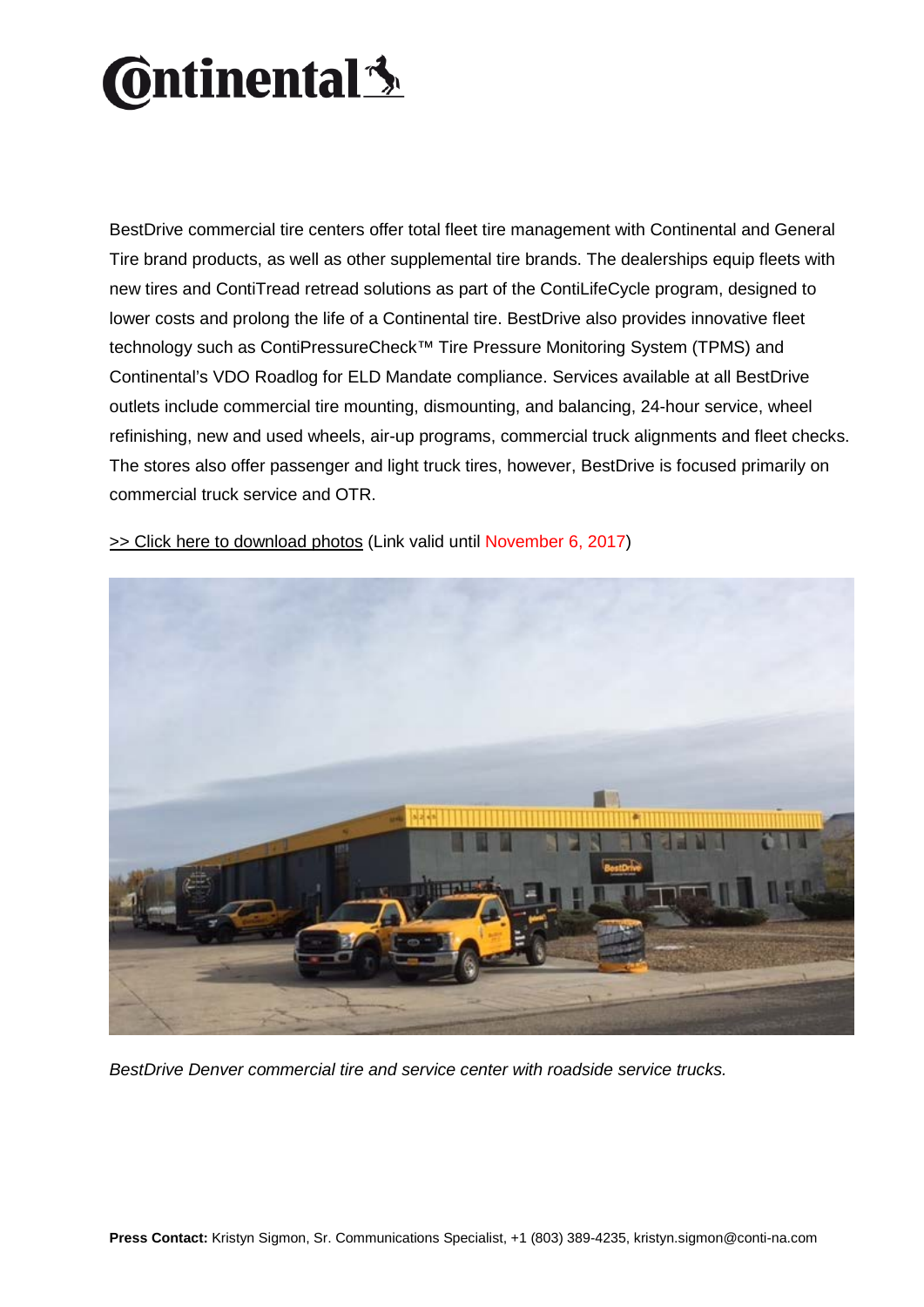BestDrive commercial tire centers offer total fleet tire management with Continental and General Tire brand products, as well as other supplemental tire brands. The dealerships equip fleets with new tires and ContiTread retread solutions as part of the ContiLifeCycle program, designed to lower costs and prolong the life of a Continental tire. BestDrive also provides innovative fleet technology such as ContiPressureCheck™ Tire Pressure Monitoring System (TPMS) and Continental's VDO Roadlog for ELD Mandate compliance. Services available at all BestDrive outlets include commercial tire mounting, dismounting, and balancing, 24-hour service, wheel refinishing, new and used wheels, air-up programs, commercial truck alignments and fleet checks. The stores also offer passenger and light truck tires, however, BestDrive is focused primarily on commercial truck service and OTR.

>> Click here to download photos (Link valid until November 6, 2017)

*BestDrive Denver commercial tire and service center with roadside service trucks.*

**Press Contact:** Kristyn Sigmon, Sr. Communications Specialist, +1 (803) 389-4235, kristyn.sigmon@conti-na.com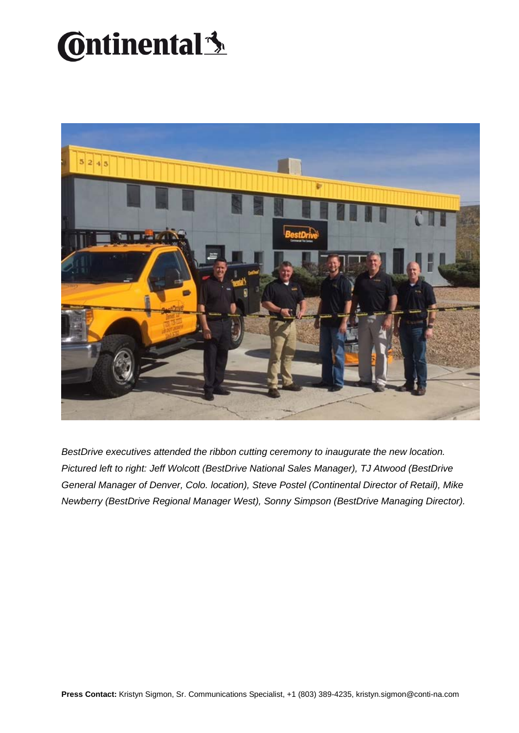*BestDrive executives attended the ribbon cutting ceremony to inaugurate the new location. Pictured left to right: Jeff Wolcott (BestDrive National Sales Manager), TJ Atwood (BestDrive General Manager of Denver, Colo. location), Steve Postel (Continental Director of Retail), Mike Newberry (BestDrive Regional Manager West), Sonny Simpson (BestDrive Managing Director).*

**Press Contact:** Kristyn Sigmon, Sr. Communications Specialist, +1 (803) 389-4235, kristyn.sigmon@conti-na.com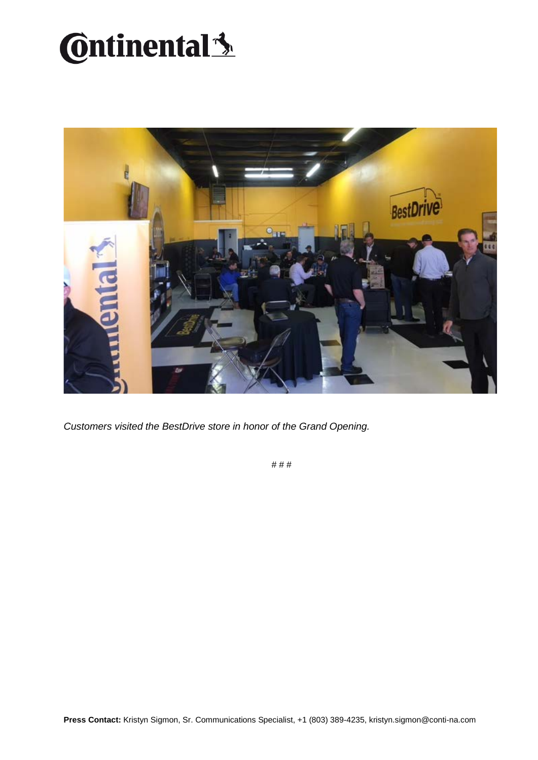*Customers visited the BestDrive store in honor of the Grand Opening.*

# # #

**Press Contact:** Kristyn Sigmon, Sr. Communications Specialist, +1 (803) 389-4235, kristyn.sigmon@conti-na.com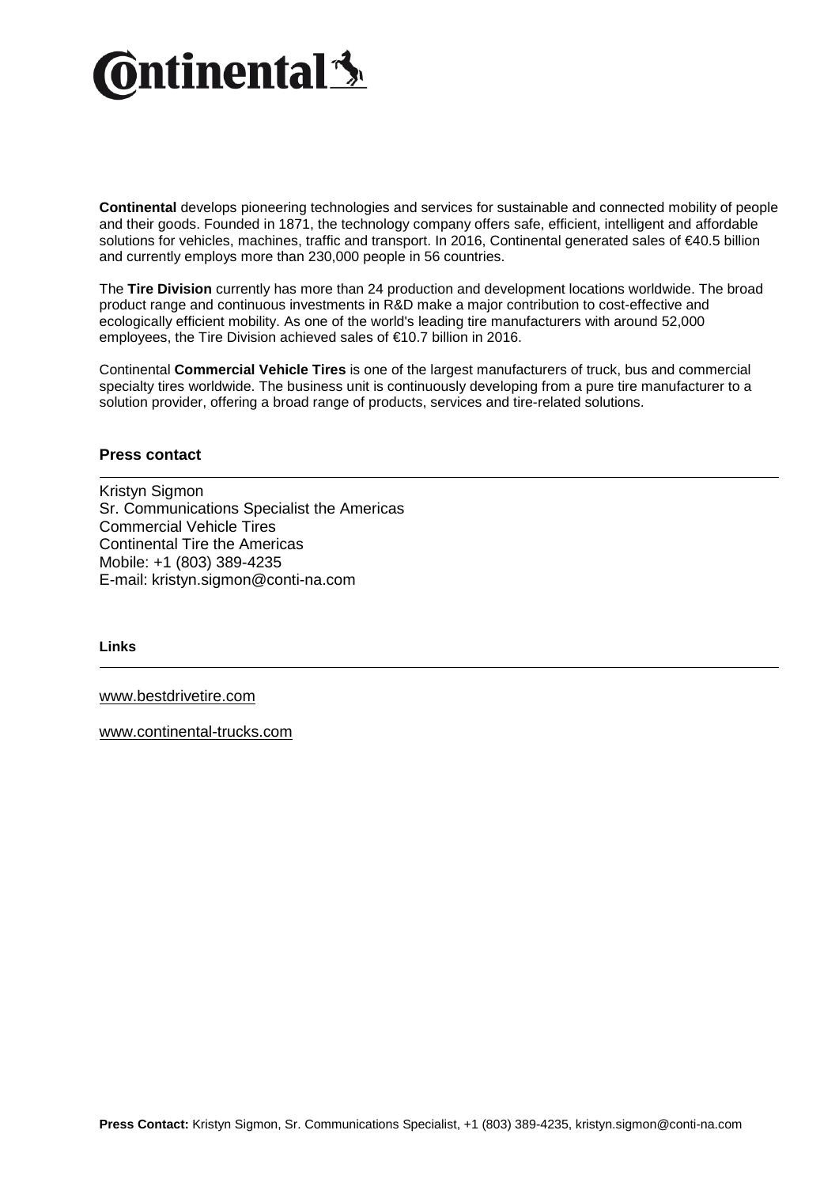**Continental** develops pioneering technologies and services for sustainable and connected mobility of people and their goods. Founded in 1871, the technology company offers safe, efficient, intelligent and affordable solutions for vehicles, machines, traffic and transport. In 2016, Continental generated sales of €40.5 billion and currently employs more than 230,000 people in 56 countries.

The **Tire Division** currently has more than 24 production and development locations worldwide. The broad product range and continuous investments in R&D make a major contribution to cost-effective and ecologically efficient mobility. As one of the world's leading tire manufacturers with around 52,000 employees, the Tire Division achieved sales of €10.7 billion in 2016.

Continental **Commercial Vehicle Tires** is one of the largest manufacturers of truck, bus and commercial specialty tires worldwide. The business unit is continuously developing from a pure tire manufacturer to a solution provider, offering a broad range of products, services and tire-related solutions.

### Press contact

Kristyn Sigmon
Sr. Communications Specialist the Americas
Commercial Vehicle Tires
Continental Tire the Americas
Mobile: +1 (803) 389-4235
E-mail: kristyn.sigmon@conti-na.com

#### Links

www.bestdrivetire.com

www.continental-trucks.com